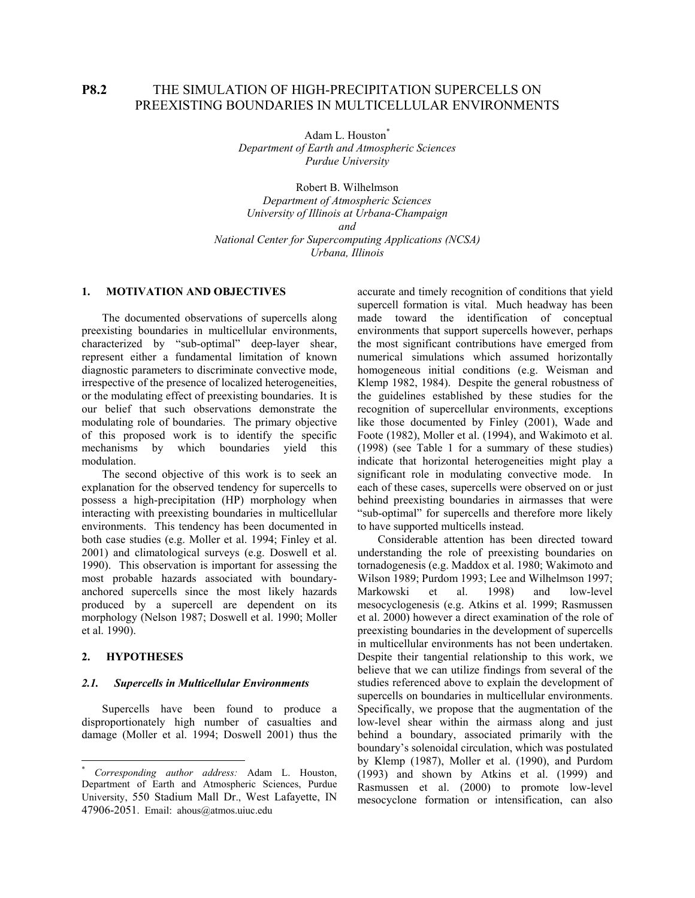# P8.2 THE SIMULATION OF HIGH-PRECIPITATION SUPERCELLS ON PREEXISTING BOUNDARIES IN MULTICELLULAR ENVIRONMENTS

Adam L. Houston*
*Department of Earth and Atmospheric Sciences*
*Purdue University*

Robert B. Wilhelmson
*Department of Atmospheric Sciences*
*University of Illinois at Urbana-Champaign*
*and*
*National Center for Supercomputing Applications (NCSA)*
*Urbana, Illinois*

## 1. MOTIVATION AND OBJECTIVES

The documented observations of supercells along preexisting boundaries in multicellular environments, characterized by "sub-optimal" deep-layer shear, represent either a fundamental limitation of known diagnostic parameters to discriminate convective mode, irrespective of the presence of localized heterogeneities, or the modulating effect of preexisting boundaries. It is our belief that such observations demonstrate the modulating role of boundaries. The primary objective of this proposed work is to identify the specific mechanisms by which boundaries yield this modulation.

The second objective of this work is to seek an explanation for the observed tendency for supercells to possess a high-precipitation (HP) morphology when interacting with preexisting boundaries in multicellular environments. This tendency has been documented in both case studies (e.g. Moller et al. 1994; Finley et al. 2001) and climatological surveys (e.g. Doswell et al. 1990). This observation is important for assessing the most probable hazards associated with boundary-anchored supercells since the most likely hazards produced by a supercell are dependent on its morphology (Nelson 1987; Doswell et al. 1990; Moller et al. 1990).

## 2. HYPOTHESES

### *2.1. Supercells in Multicellular Environments*

Supercells have been found to produce a disproportionately high number of casualties and damage (Moller et al. 1994; Doswell 2001) thus the accurate and timely recognition of conditions that yield supercell formation is vital. Much headway has been made toward the identification of conceptual environments that support supercells however, perhaps the most significant contributions have emerged from numerical simulations which assumed horizontally homogeneous initial conditions (e.g. Weisman and Klemp 1982, 1984). Despite the general robustness of the guidelines established by these studies for the recognition of supercellular environments, exceptions like those documented by Finley (2001), Wade and Foote (1982), Moller et al. (1994), and Wakimoto et al. (1998) (see Table 1 for a summary of these studies) indicate that horizontal heterogeneities might play a significant role in modulating convective mode. In each of these cases, supercells were observed on or just behind preexisting boundaries in airmasses that were "sub-optimal" for supercells and therefore more likely to have supported multicells instead.

Considerable attention has been directed toward understanding the role of preexisting boundaries on tornadogenesis (e.g. Maddox et al. 1980; Wakimoto and Wilson 1989; Purdom 1993; Lee and Wilhelmson 1997; Markowski et al. 1998) and low-level mesocyclogenesis (e.g. Atkins et al. 1999; Rasmussen et al. 2000) however a direct examination of the role of preexisting boundaries in the development of supercells in multicellular environments has not been undertaken. Despite their tangential relationship to this work, we believe that we can utilize findings from several of the studies referenced above to explain the development of supercells on boundaries in multicellular environments. Specifically, we propose that the augmentation of the low-level shear within the airmass along and just behind a boundary, associated primarily with the boundary's solenoidal circulation, which was postulated by Klemp (1987), Moller et al. (1990), and Purdom (1993) and shown by Atkins et al. (1999) and Rasmussen et al. (2000) to promote low-level mesocyclone formation or intensification, can also

---

* *Corresponding author address:* Adam L. Houston, Department of Earth and Atmospheric Sciences, Purdue University, 550 Stadium Mall Dr., West Lafayette, IN 47906-2051. Email: ahous@atmos.uiuc.edu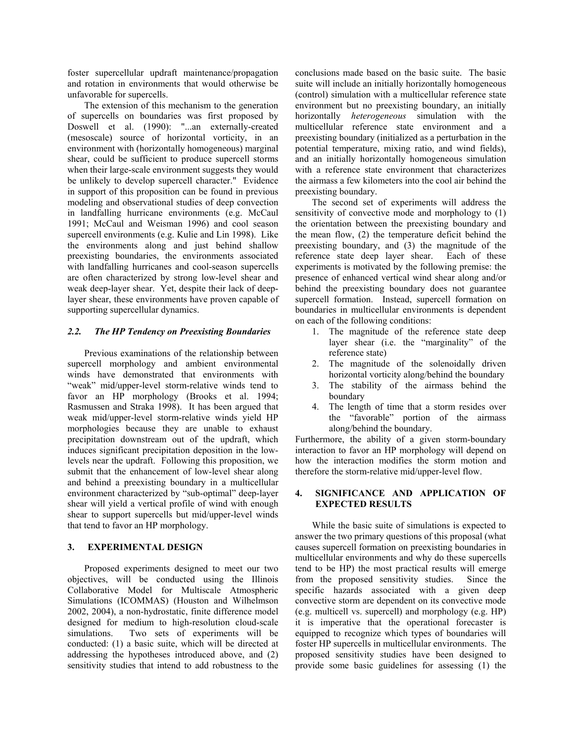foster supercellular updraft maintenance/propagation and rotation in environments that would otherwise be unfavorable for supercells.

The extension of this mechanism to the generation of supercells on boundaries was first proposed by Doswell et al. (1990): "...an externally-created (mesoscale) source of horizontal vorticity, in an environment with (horizontally homogeneous) marginal shear, could be sufficient to produce supercell storms when their large-scale environment suggests they would be unlikely to develop supercell character." Evidence in support of this proposition can be found in previous modeling and observational studies of deep convection in landfalling hurricane environments (e.g. McCaul 1991; McCaul and Weisman 1996) and cool season supercell environments (e.g. Kulie and Lin 1998). Like the environments along and just behind shallow preexisting boundaries, the environments associated with landfalling hurricanes and cool-season supercells are often characterized by strong low-level shear and weak deep-layer shear. Yet, despite their lack of deep-layer shear, these environments have proven capable of supporting supercellular dynamics.

### *2.2. The HP Tendency on Preexisting Boundaries*

Previous examinations of the relationship between supercell morphology and ambient environmental winds have demonstrated that environments with "weak" mid/upper-level storm-relative winds tend to favor an HP morphology (Brooks et al. 1994; Rasmussen and Straka 1998). It has been argued that weak mid/upper-level storm-relative winds yield HP morphologies because they are unable to exhaust precipitation downstream out of the updraft, which induces significant precipitation deposition in the low-levels near the updraft. Following this proposition, we submit that the enhancement of low-level shear along and behind a preexisting boundary in a multicellular environment characterized by "sub-optimal" deep-layer shear will yield a vertical profile of wind with enough shear to support supercells but mid/upper-level winds that tend to favor an HP morphology.

## 3. EXPERIMENTAL DESIGN

Proposed experiments designed to meet our two objectives, will be conducted using the Illinois Collaborative Model for Multiscale Atmospheric Simulations (ICOMMAS) (Houston and Wilhelmson 2002, 2004), a non-hydrostatic, finite difference model designed for medium to high-resolution cloud-scale simulations. Two sets of experiments will be conducted: (1) a basic suite, which will be directed at addressing the hypotheses introduced above, and (2) sensitivity studies that intend to add robustness to the conclusions made based on the basic suite. The basic suite will include an initially horizontally homogeneous (control) simulation with a multicellular reference state environment but no preexisting boundary, an initially horizontally *heterogeneous* simulation with the multicellular reference state environment and a preexisting boundary (initialized as a perturbation in the potential temperature, mixing ratio, and wind fields), and an initially horizontally homogeneous simulation with a reference state environment that characterizes the airmass a few kilometers into the cool air behind the preexisting boundary.

The second set of experiments will address the sensitivity of convective mode and morphology to (1) the orientation between the preexisting boundary and the mean flow, (2) the temperature deficit behind the preexisting boundary, and (3) the magnitude of the reference state deep layer shear. Each of these experiments is motivated by the following premise: the presence of enhanced vertical wind shear along and/or behind the preexisting boundary does not guarantee supercell formation. Instead, supercell formation on boundaries in multicellular environments is dependent on each of the following conditions:

1. The magnitude of the reference state deep layer shear (i.e. the "marginality" of the reference state)
2. The magnitude of the solenoidally driven horizontal vorticity along/behind the boundary
3. The stability of the airmass behind the boundary
4. The length of time that a storm resides over the "favorable" portion of the airmass along/behind the boundary.

Furthermore, the ability of a given storm-boundary interaction to favor an HP morphology will depend on how the interaction modifies the storm motion and therefore the storm-relative mid/upper-level flow.

## 4. SIGNIFICANCE AND APPLICATION OF EXPECTED RESULTS

While the basic suite of simulations is expected to answer the two primary questions of this proposal (what causes supercell formation on preexisting boundaries in multicellular environments and why do these supercells tend to be HP) the most practical results will emerge from the proposed sensitivity studies. Since the specific hazards associated with a given deep convective storm are dependent on its convective mode (e.g. multicell vs. supercell) and morphology (e.g. HP) it is imperative that the operational forecaster is equipped to recognize which types of boundaries will foster HP supercells in multicellular environments. The proposed sensitivity studies have been designed to provide some basic guidelines for assessing (1) the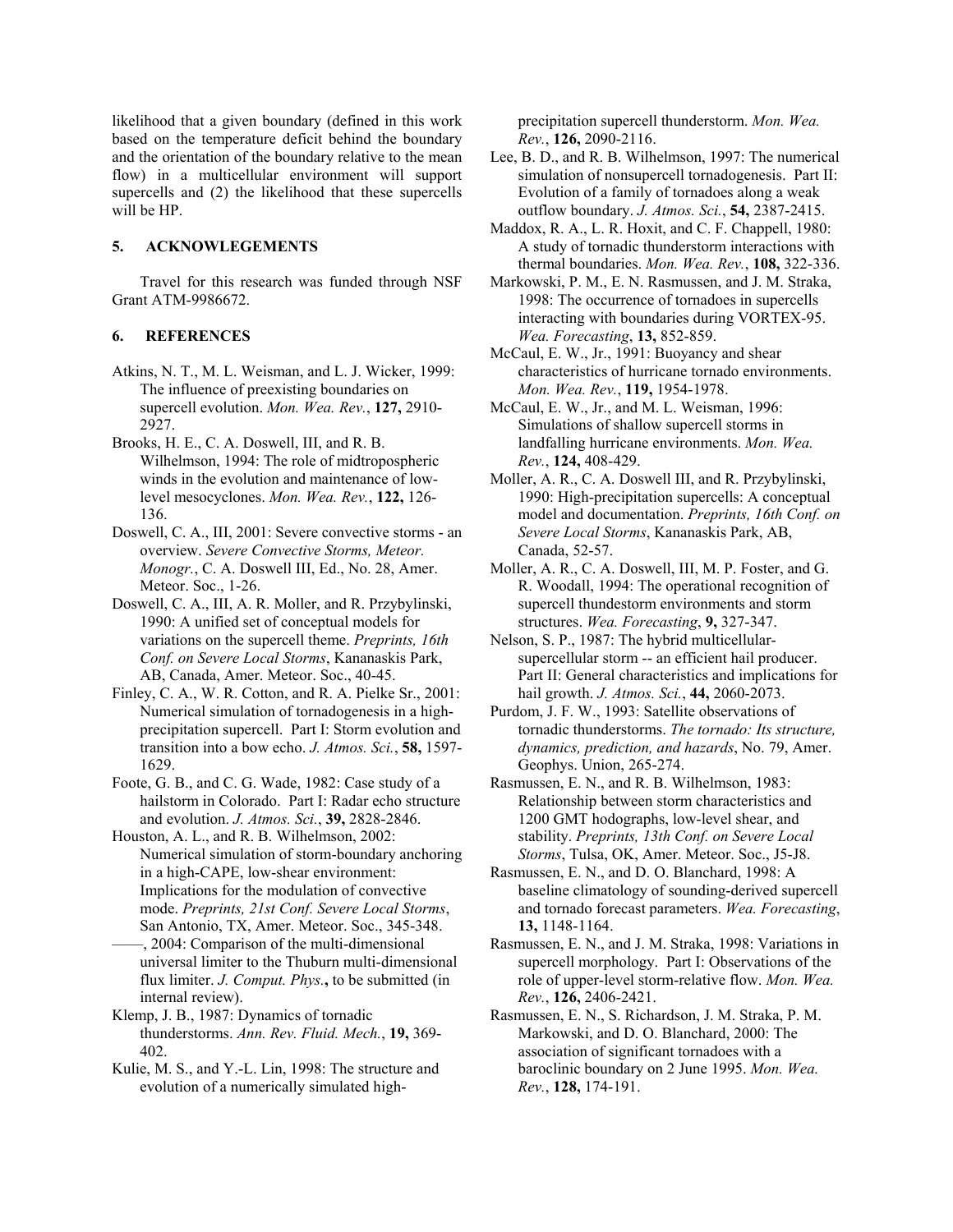likelihood that a given boundary (defined in this work based on the temperature deficit behind the boundary and the orientation of the boundary relative to the mean flow) in a multicellular environment will support supercells and (2) the likelihood that these supercells will be HP.

## 5. ACKNOWLEGEMENTS

Travel for this research was funded through NSF Grant ATM-9986672.

## 6. REFERENCES

Atkins, N. T., M. L. Weisman, and L. J. Wicker, 1999: The influence of preexisting boundaries on supercell evolution. *Mon. Wea. Rev.*, **127,** 2910-2927.

Brooks, H. E., C. A. Doswell, III, and R. B. Wilhelmson, 1994: The role of midtropospheric winds in the evolution and maintenance of low-level mesocyclones. *Mon. Wea. Rev.*, **122,** 126-136.

Doswell, C. A., III, 2001: Severe convective storms - an overview. *Severe Convective Storms, Meteor. Monogr.*, C. A. Doswell III, Ed., No. 28, Amer. Meteor. Soc., 1-26.

Doswell, C. A., III, A. R. Moller, and R. Przybylinski, 1990: A unified set of conceptual models for variations on the supercell theme. *Preprints, 16th Conf. on Severe Local Storms*, Kananaskis Park, AB, Canada, Amer. Meteor. Soc., 40-45.

Finley, C. A., W. R. Cotton, and R. A. Pielke Sr., 2001: Numerical simulation of tornadogenesis in a high-precipitation supercell. Part I: Storm evolution and transition into a bow echo. *J. Atmos. Sci.*, **58,** 1597-1629.

Foote, G. B., and C. G. Wade, 1982: Case study of a hailstorm in Colorado. Part I: Radar echo structure and evolution. *J. Atmos. Sci.*, **39,** 2828-2846.

Houston, A. L., and R. B. Wilhelmson, 2002: Numerical simulation of storm-boundary anchoring in a high-CAPE, low-shear environment: Implications for the modulation of convective mode. *Preprints, 21st Conf. Severe Local Storms*, San Antonio, TX, Amer. Meteor. Soc., 345-348.

——, 2004: Comparison of the multi-dimensional universal limiter to the Thuburn multi-dimensional flux limiter. *J. Comput. Phys.***,** to be submitted (in internal review).

Klemp, J. B., 1987: Dynamics of tornadic thunderstorms. *Ann. Rev. Fluid. Mech.*, **19,** 369-402.

Kulie, M. S., and Y.-L. Lin, 1998: The structure and evolution of a numerically simulated high-precipitation supercell thunderstorm. *Mon. Wea. Rev.*, **126,** 2090-2116.

Lee, B. D., and R. B. Wilhelmson, 1997: The numerical simulation of nonsupercell tornadogenesis. Part II: Evolution of a family of tornadoes along a weak outflow boundary. *J. Atmos. Sci.*, **54,** 2387-2415.

Maddox, R. A., L. R. Hoxit, and C. F. Chappell, 1980: A study of tornadic thunderstorm interactions with thermal boundaries. *Mon. Wea. Rev.*, **108,** 322-336.

Markowski, P. M., E. N. Rasmussen, and J. M. Straka, 1998: The occurrence of tornadoes in supercells interacting with boundaries during VORTEX-95. *Wea. Forecasting*, **13,** 852-859.

McCaul, E. W., Jr., 1991: Buoyancy and shear characteristics of hurricane tornado environments. *Mon. Wea. Rev.*, **119,** 1954-1978.

McCaul, E. W., Jr., and M. L. Weisman, 1996: Simulations of shallow supercell storms in landfalling hurricane environments. *Mon. Wea. Rev.*, **124,** 408-429.

Moller, A. R., C. A. Doswell III, and R. Przybylinski, 1990: High-precipitation supercells: A conceptual model and documentation. *Preprints, 16th Conf. on Severe Local Storms*, Kananaskis Park, AB, Canada, 52-57.

Moller, A. R., C. A. Doswell, III, M. P. Foster, and G. R. Woodall, 1994: The operational recognition of supercell thundestorm environments and storm structures. *Wea. Forecasting*, **9,** 327-347.

Nelson, S. P., 1987: The hybrid multicellular-supercellular storm -- an efficient hail producer. Part II: General characteristics and implications for hail growth. *J. Atmos. Sci.*, **44,** 2060-2073.

Purdom, J. F. W., 1993: Satellite observations of tornadic thunderstorms. *The tornado: Its structure, dynamics, prediction, and hazards*, No. 79, Amer. Geophys. Union, 265-274.

Rasmussen, E. N., and R. B. Wilhelmson, 1983: Relationship between storm characteristics and 1200 GMT hodographs, low-level shear, and stability. *Preprints, 13th Conf. on Severe Local Storms*, Tulsa, OK, Amer. Meteor. Soc., J5-J8.

Rasmussen, E. N., and D. O. Blanchard, 1998: A baseline climatology of sounding-derived supercell and tornado forecast parameters. *Wea. Forecasting*, **13,** 1148-1164.

Rasmussen, E. N., and J. M. Straka, 1998: Variations in supercell morphology. Part I: Observations of the role of upper-level storm-relative flow. *Mon. Wea. Rev.*, **126,** 2406-2421.

Rasmussen, E. N., S. Richardson, J. M. Straka, P. M. Markowski, and D. O. Blanchard, 2000: The association of significant tornadoes with a baroclinic boundary on 2 June 1995. *Mon. Wea. Rev.*, **128,** 174-191.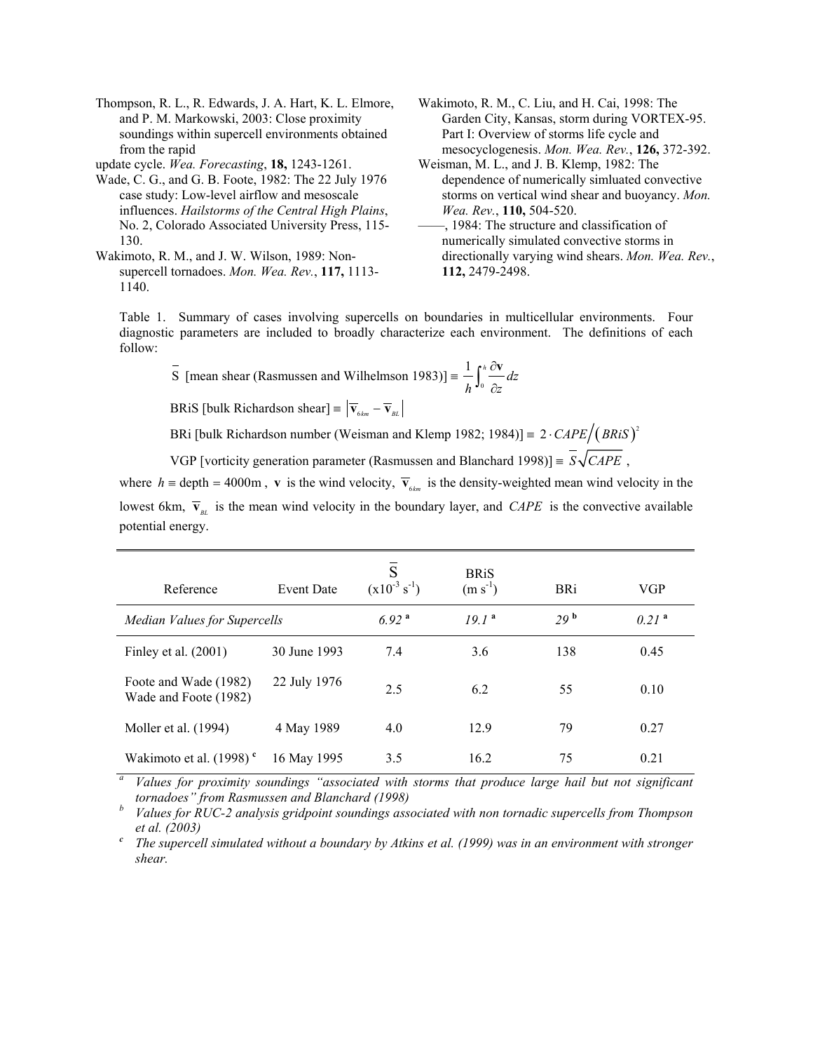Thompson, R. L., R. Edwards, J. A. Hart, K. L. Elmore, and P. M. Markowski, 2003: Close proximity soundings within supercell environments obtained from the rapid
update cycle. *Wea. Forecasting*, **18,** 1243-1261.

Wade, C. G., and G. B. Foote, 1982: The 22 July 1976 case study: Low-level airflow and mesoscale influences. *Hailstorms of the Central High Plains*, No. 2, Colorado Associated University Press, 115-130.

Wakimoto, R. M., and J. W. Wilson, 1989: Non-supercell tornadoes. *Mon. Wea. Rev.*, **117,** 1113-1140.

Wakimoto, R. M., C. Liu, and H. Cai, 1998: The Garden City, Kansas, storm during VORTEX-95. Part I: Overview of storms life cycle and mesocyclogenesis. *Mon. Wea. Rev.*, **126,** 372-392.

Weisman, M. L., and J. B. Klemp, 1982: The dependence of numerically simluated convective storms on vertical wind shear and buoyancy. *Mon. Wea. Rev.*, **110,** 504-520.

——, 1984: The structure and classification of numerically simulated convective storms in directionally varying wind shears. *Mon. Wea. Rev.*, **112,** 2479-2498.

Table 1. Summary of cases involving supercells on boundaries in multicellular environments. Four diagnostic parameters are included to broadly characterize each environment. The definitions of each follow:

$\overline{S}$ [mean shear (Rasmussen and Wilhelmson 1983)] $\equiv \frac{1}{h}\int_0^h \frac{\partial \mathbf{v}}{\partial z} dz$

BRiS [bulk Richardson shear] $\equiv \left| \overline{\mathbf{v}}_{6km} - \overline{\mathbf{v}}_{BL} \right|$

BRi [bulk Richardson number (Weisman and Klemp 1982; 1984)] $\equiv 2 \cdot CAPE \big/ (BRiS)^2$

VGP [vorticity generation parameter (Rasmussen and Blanchard 1998)] $\equiv \overline{S}\sqrt{CAPE}$ ,

where $h \equiv$ depth $= 4000$m , $\mathbf{v}$ is the wind velocity, $\overline{\mathbf{v}}_{6km}$ is the density-weighted mean wind velocity in the lowest 6km, $\overline{\mathbf{v}}_{BL}$ is the mean wind velocity in the boundary layer, and $CAPE$ is the convective available potential energy.

| Reference | Event Date | $\overline{S}$ ($\times 10^{-3}$ s$^{-1}$) | BRiS (m s$^{-1}$) | BRi | VGP |
|---|---|---|---|---|---|
| *Median Values for Supercells* | | *6.92* [a] | *19.1* [a] | *29* [b] | *0.21* [a] |
| Finley et al. (2001) | 30 June 1993 | 7.4 | 3.6 | 138 | 0.45 |
| Foote and Wade (1982) Wade and Foote (1982) | 22 July 1976 | 2.5 | 6.2 | 55 | 0.10 |
| Moller et al. (1994) | 4 May 1989 | 4.0 | 12.9 | 79 | 0.27 |
| Wakimoto et al. (1998) [c] | 16 May 1995 | 3.5 | 16.2 | 75 | 0.21 |

[a] *Values for proximity soundings "associated with storms that produce large hail but not significant tornadoes" from Rasmussen and Blanchard (1998)*

[b] *Values for RUC-2 analysis gridpoint soundings associated with non tornadic supercells from Thompson et al. (2003)*

[c] *The supercell simulated without a boundary by Atkins et al. (1999) was in an environment with stronger shear.*